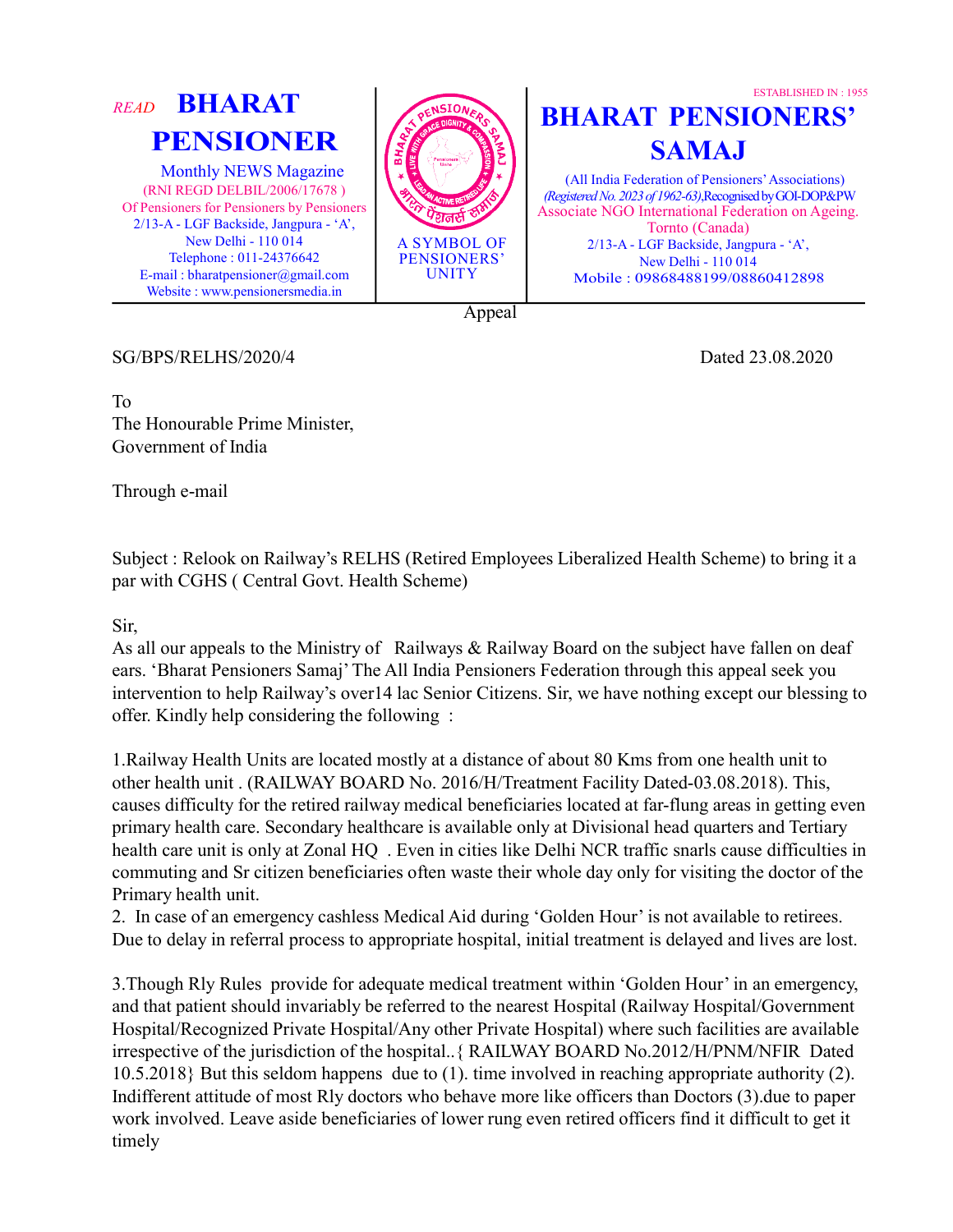*READ* **BHARAT PENSIONER**

Monthly NEWS Magazine
(RNI REGD DELBIL/2006/17678 )
Of Pensioners for Pensioners by Pensioners
2/13-A - LGF Backside, Jangpura - 'A',
New Delhi - 110 014
Telephone : 011-24376642
E-mail : bharatpensioner@gmail.com
Website : www.pensionersmedia.in

A SYMBOL OF PENSIONERS' UNITY

ESTABLISHED IN : 1955

# BHARAT PENSIONERS' SAMAJ

(All India Federation of Pensioners' Associations)
*(Registered No. 2023 of 1962-63)*, Recognised by GOI-DOP&PW
Associate NGO International Federation on Ageing.
Tornto (Canada)
2/13-A - LGF Backside, Jangpura - 'A',
New Delhi - 110 014
Mobile : 09868488199/08860412898

Appeal

SG/BPS/RELHS/2020/4 Dated 23.08.2020

To
The Honourable Prime Minister,
Government of India

Through e-mail

Subject : Relook on Railway's RELHS (Retired Employees Liberalized Health Scheme) to bring it a par with CGHS ( Central Govt. Health Scheme)

Sir,
As all our appeals to the Ministry of Railways & Railway Board on the subject have fallen on deaf ears. 'Bharat Pensioners Samaj' The All India Pensioners Federation through this appeal seek you intervention to help Railway's over14 lac Senior Citizens. Sir, we have nothing except our blessing to offer. Kindly help considering the following :

1.Railway Health Units are located mostly at a distance of about 80 Kms from one health unit to other health unit . (RAILWAY BOARD No. 2016/H/Treatment Facility Dated-03.08.2018). This, causes difficulty for the retired railway medical beneficiaries located at far-flung areas in getting even primary health care. Secondary healthcare is available only at Divisional head quarters and Tertiary health care unit is only at Zonal HQ . Even in cities like Delhi NCR traffic snarls cause difficulties in commuting and Sr citizen beneficiaries often waste their whole day only for visiting the doctor of the Primary health unit.

2. In case of an emergency cashless Medical Aid during 'Golden Hour' is not available to retirees. Due to delay in referral process to appropriate hospital, initial treatment is delayed and lives are lost.

3.Though Rly Rules provide for adequate medical treatment within 'Golden Hour' in an emergency, and that patient should invariably be referred to the nearest Hospital (Railway Hospital/Government Hospital/Recognized Private Hospital/Any other Private Hospital) where such facilities are available irrespective of the jurisdiction of the hospital..{ RAILWAY BOARD No.2012/H/PNM/NFIR Dated 10.5.2018} But this seldom happens due to (1). time involved in reaching appropriate authority (2). Indifferent attitude of most Rly doctors who behave more like officers than Doctors (3).due to paper work involved. Leave aside beneficiaries of lower rung even retired officers find it difficult to get it timely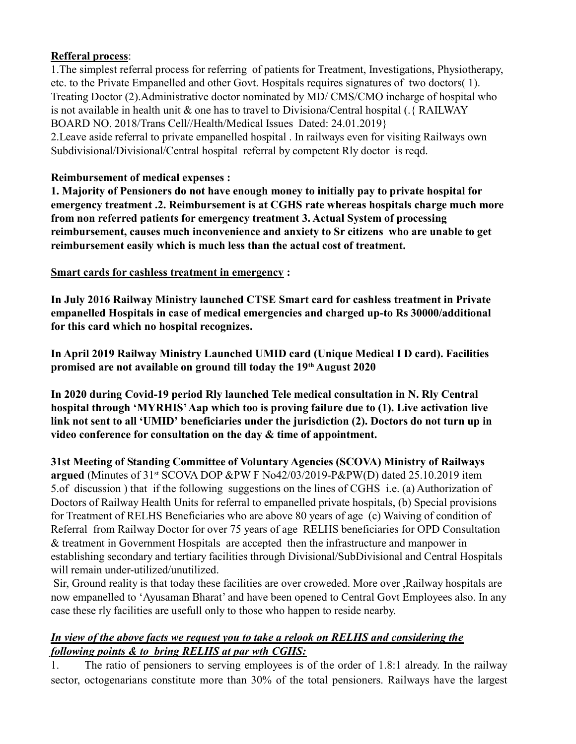**Refferal process**:

1.The simplest referral process for referring of patients for Treatment, Investigations, Physiotherapy, etc. to the Private Empanelled and other Govt. Hospitals requires signatures of two doctors( 1). Treating Doctor (2).Administrative doctor nominated by MD/ CMS/CMO incharge of hospital who is not available in health unit & one has to travel to Divisiona/Central hospital (.{ RAILWAY BOARD NO. 2018/Trans Cell//Health/Medical Issues Dated: 24.01.2019}

2.Leave aside referral to private empanelled hospital . In railways even for visiting Railways own Subdivisional/Divisional/Central hospital referral by competent Rly doctor is reqd.

**Reimbursement of medical expenses :**

**1. Majority of Pensioners do not have enough money to initially pay to private hospital for emergency treatment .2. Reimbursement is at CGHS rate whereas hospitals charge much more from non referred patients for emergency treatment 3. Actual System of processing reimbursement, causes much inconvenience and anxiety to Sr citizens who are unable to get reimbursement easily which is much less than the actual cost of treatment.**

**Smart cards for cashless treatment in emergency :**

**In July 2016 Railway Ministry launched CTSE Smart card for cashless treatment in Private empanelled Hospitals in case of medical emergencies and charged up-to Rs 30000/additional for this card which no hospital recognizes.**

**In April 2019 Railway Ministry Launched UMID card (Unique Medical I D card). Facilities promised are not available on ground till today the 19th August 2020**

**In 2020 during Covid-19 period Rly launched Tele medical consultation in N. Rly Central hospital through 'MYRHIS' Aap which too is proving failure due to (1). Live activation live link not sent to all 'UMID' beneficiaries under the jurisdiction (2). Doctors do not turn up in video conference for consultation on the day & time of appointment.**

**31st Meeting of Standing Committee of Voluntary Agencies (SCOVA) Ministry of Railways argued** (Minutes of 31st SCOVA DOP &PW F No42/03/2019-P&PW(D) dated 25.10.2019 item 5.of discussion ) that if the following suggestions on the lines of CGHS i.e. (a) Authorization of Doctors of Railway Health Units for referral to empanelled private hospitals, (b) Special provisions for Treatment of RELHS Beneficiaries who are above 80 years of age (c) Waiving of condition of Referral from Railway Doctor for over 75 years of age RELHS beneficiaries for OPD Consultation & treatment in Government Hospitals are accepted then the infrastructure and manpower in establishing secondary and tertiary facilities through Divisional/SubDivisional and Central Hospitals will remain under-utilized/unutilized.

Sir, Ground reality is that today these facilities are over croweded. More over ,Railway hospitals are now empanelled to 'Ayusaman Bharat' and have been opened to Central Govt Employees also. In any case these rly facilities are usefull only to those who happen to reside nearby.

***In view of the above facts we request you to take a relook on RELHS and considering the following points & to bring RELHS at par wth CGHS:***

1. The ratio of pensioners to serving employees is of the order of 1.8:1 already. In the railway sector, octogenarians constitute more than 30% of the total pensioners. Railways have the largest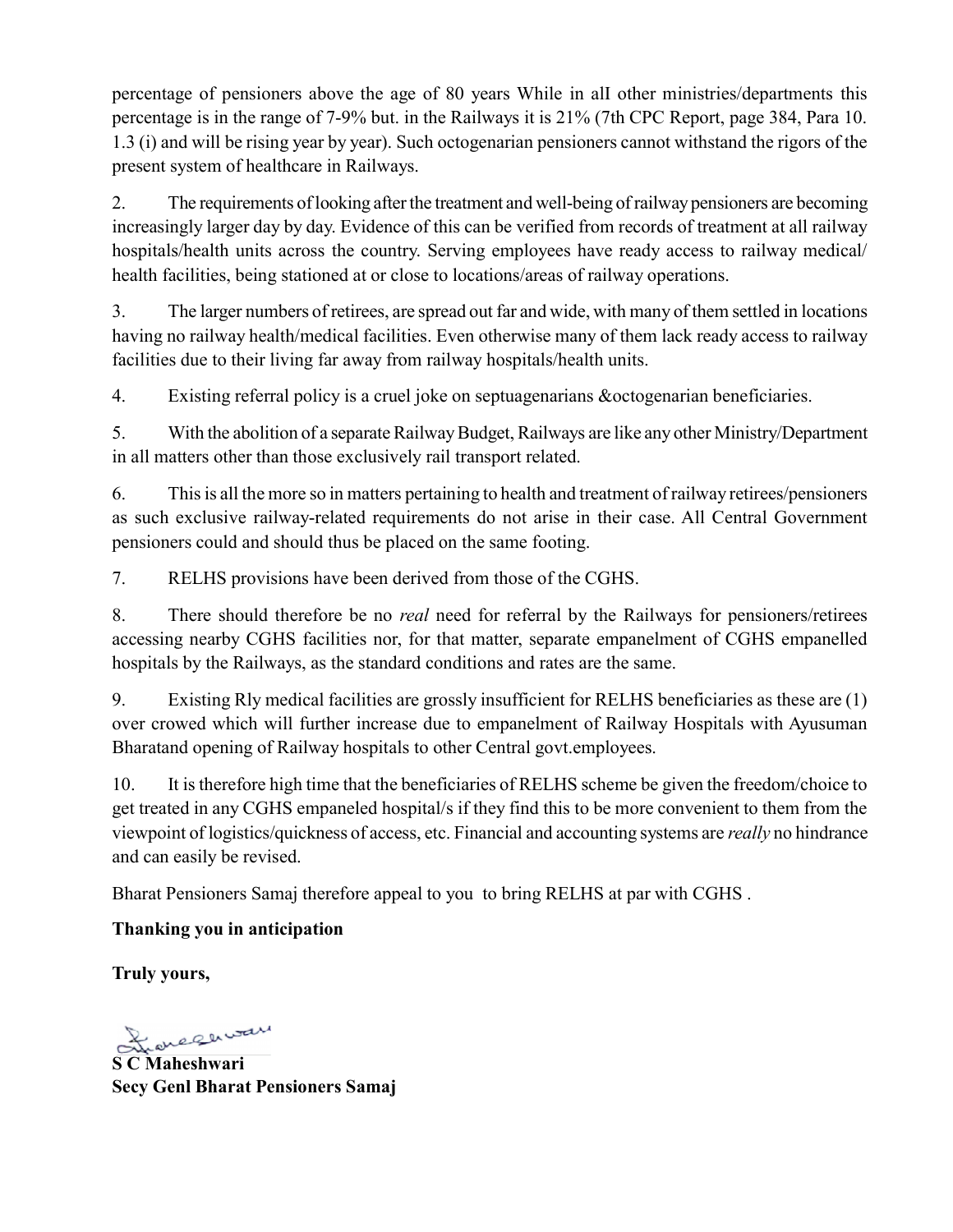percentage of pensioners above the age of 80 years While in alI other ministries/departments this percentage is in the range of 7-9% but. in the Railways it is 21% (7th CPC Report, page 384, Para 10. 1.3 (i) and will be rising year by year). Such octogenarian pensioners cannot withstand the rigors of the present system of healthcare in Railways.

2. The requirements of looking after the treatment and well-being of railway pensioners are becoming increasingly larger day by day. Evidence of this can be verified from records of treatment at all railway hospitals/health units across the country. Serving employees have ready access to railway medical/ health facilities, being stationed at or close to locations/areas of railway operations.

3. The larger numbers of retirees, are spread out far and wide, with many of them settled in locations having no railway health/medical facilities. Even otherwise many of them lack ready access to railway facilities due to their living far away from railway hospitals/health units.

4. Existing referral policy is a cruel joke on septuagenarians &octogenarian beneficiaries.

5. With the abolition of a separate Railway Budget, Railways are like any other Ministry/Department in all matters other than those exclusively rail transport related.

6. This is all the more so in matters pertaining to health and treatment of railway retirees/pensioners as such exclusive railway-related requirements do not arise in their case. All Central Government pensioners could and should thus be placed on the same footing.

7. RELHS provisions have been derived from those of the CGHS.

8. There should therefore be no *real* need for referral by the Railways for pensioners/retirees accessing nearby CGHS facilities nor, for that matter, separate empanelment of CGHS empanelled hospitals by the Railways, as the standard conditions and rates are the same.

9. Existing Rly medical facilities are grossly insufficient for RELHS beneficiaries as these are (1) over crowed which will further increase due to empanelment of Railway Hospitals with Ayusuman Bharatand opening of Railway hospitals to other Central govt.employees.

10. It is therefore high time that the beneficiaries of RELHS scheme be given the freedom/choice to get treated in any CGHS empaneled hospital/s if they find this to be more convenient to them from the viewpoint of logistics/quickness of access, etc. Financial and accounting systems are *really* no hindrance and can easily be revised.

Bharat Pensioners Samaj therefore appeal to you to bring RELHS at par with CGHS .

**Thanking you in anticipation**

**Truly yours,**

**S C Maheshwari**
**Secy Genl Bharat Pensioners Samaj**